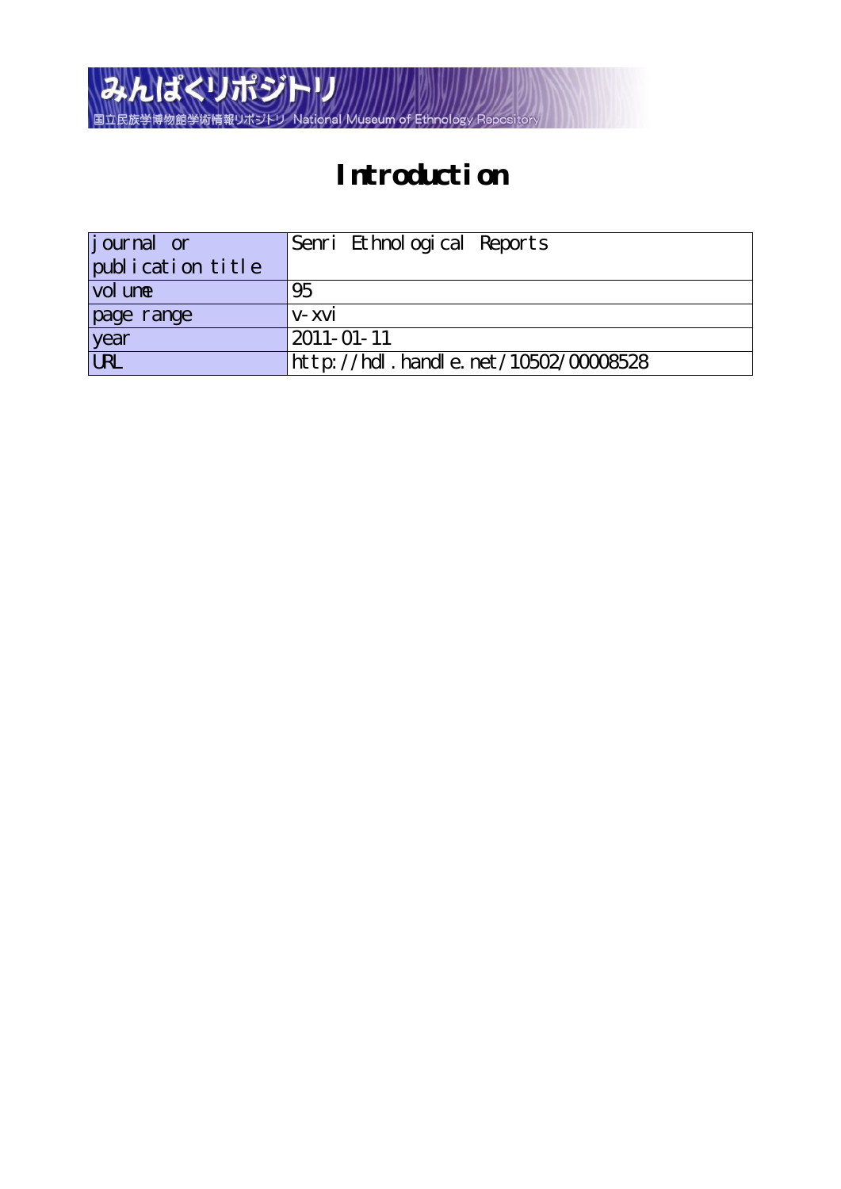みんぱくリポジトリ

国立民族学博物館学術情報リポジトリ National Museum of Ethnology Repository

# Introduction

| journal or publication title | Senri Ethnological Reports |
|---|---|
| volume | 95 |
| page range | v-xvi |
| year | 2011-01-11 |
| URL | http://hdl.handle.net/10502/00008528 |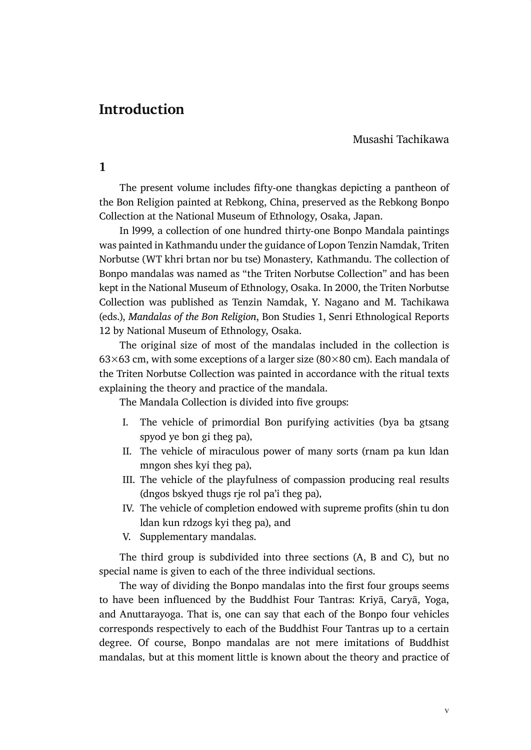# Introduction

Musashi Tachikawa

## 1

The present volume includes fifty-one thangkas depicting a pantheon of the Bon Religion painted at Rebkong, China, preserved as the Rebkong Bonpo Collection at the National Museum of Ethnology, Osaka, Japan.

In l999, a collection of one hundred thirty-one Bonpo Mandala paintings was painted in Kathmandu under the guidance of Lopon Tenzin Namdak, Triten Norbutse (WT khri brtan nor bu tse) Monastery, Kathmandu. The collection of Bonpo mandalas was named as “the Triten Norbutse Collection” and has been kept in the National Museum of Ethnology, Osaka. In 2000, the Triten Norbutse Collection was published as Tenzin Namdak, Y. Nagano and M. Tachikawa (eds.), *Mandalas of the Bon Religion*, Bon Studies 1, Senri Ethnological Reports 12 by National Museum of Ethnology, Osaka.

The original size of most of the mandalas included in the collection is 63×63 cm, with some exceptions of a larger size (80×80 cm). Each mandala of the Triten Norbutse Collection was painted in accordance with the ritual texts explaining the theory and practice of the mandala.

The Mandala Collection is divided into five groups:

I. The vehicle of primordial Bon purifying activities (bya ba gtsang spyod ye bon gi theg pa),
II. The vehicle of miraculous power of many sorts (rnam pa kun ldan mngon shes kyi theg pa),
III. The vehicle of the playfulness of compassion producing real results (dngos bskyed thugs rje rol pa’i theg pa),
IV. The vehicle of completion endowed with supreme profits (shin tu don ldan kun rdzogs kyi theg pa), and
V. Supplementary mandalas.

The third group is subdivided into three sections (A, B and C), but no special name is given to each of the three individual sections.

The way of dividing the Bonpo mandalas into the first four groups seems to have been influenced by the Buddhist Four Tantras: Kriyā, Caryā, Yoga, and Anuttarayoga. That is, one can say that each of the Bonpo four vehicles corresponds respectively to each of the Buddhist Four Tantras up to a certain degree. Of course, Bonpo mandalas are not mere imitations of Buddhist mandalas, but at this moment little is known about the theory and practice of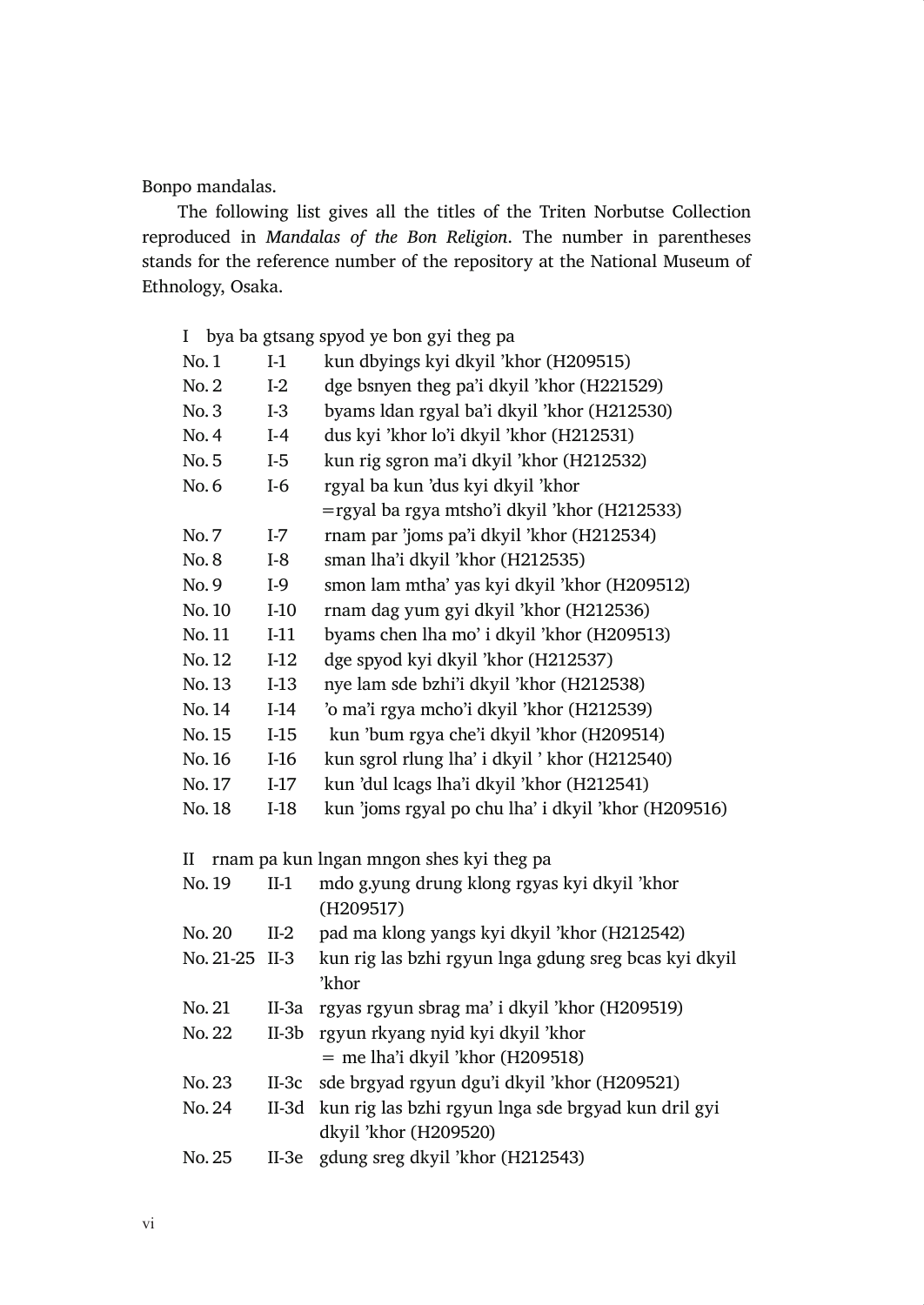Bonpo mandalas.

The following list gives all the titles of the Triten Norbutse Collection reproduced in *Mandalas of the Bon Religion*. The number in parentheses stands for the reference number of the repository at the National Museum of Ethnology, Osaka.

I bya ba gtsang spyod ye bon gyi theg pa

| | | |
|---|---|---|
| No. 1 | I-1 | kun dbyings kyi dkyil ’khor (H209515) |
| No. 2 | I-2 | dge bsnyen theg pa’i dkyil ’khor (H221529) |
| No. 3 | I-3 | byams ldan rgyal ba’i dkyil ’khor (H212530) |
| No. 4 | I-4 | dus kyi ’khor lo’i dkyil ’khor (H212531) |
| No. 5 | I-5 | kun rig sgron ma’i dkyil ’khor (H212532) |
| No. 6 | I-6 | rgyal ba kun ’dus kyi dkyil ’khor =rgyal ba rgya mtsho’i dkyil ’khor (H212533) |
| No. 7 | I-7 | rnam par ’joms pa’i dkyil ’khor (H212534) |
| No. 8 | I-8 | sman lha’i dkyil ’khor (H212535) |
| No. 9 | I-9 | smon lam mtha’ yas kyi dkyil ’khor (H209512) |
| No. 10 | I-10 | rnam dag yum gyi dkyil ’khor (H212536) |
| No. 11 | I-11 | byams chen lha mo’ i dkyil ’khor (H209513) |
| No. 12 | I-12 | dge spyod kyi dkyil ’khor (H212537) |
| No. 13 | I-13 | nye lam sde bzhi’i dkyil ’khor (H212538) |
| No. 14 | I-14 | ’o ma’i rgya mcho’i dkyil ’khor (H212539) |
| No. 15 | I-15 | kun ’bum rgya che’i dkyil ’khor (H209514) |
| No. 16 | I-16 | kun sgrol rlung lha’ i dkyil ’ khor (H212540) |
| No. 17 | I-17 | kun ’dul lcags lha’i dkyil ’khor (H212541) |
| No. 18 | I-18 | kun ’joms rgyal po chu lha’ i dkyil ’khor (H209516) |

II rnam pa kun lngan mngon shes kyi theg pa

| | | |
|---|---|---|
| No. 19 | II-1 | mdo g.yung drung klong rgyas kyi dkyil ’khor (H209517) |
| No. 20 | II-2 | pad ma klong yangs kyi dkyil ’khor (H212542) |
| No. 21-25 | II-3 | kun rig las bzhi rgyun lnga gdung sreg bcas kyi dkyil ’khor |
| No. 21 | II-3a | rgyas rgyun sbrag ma’ i dkyil ’khor (H209519) |
| No. 22 | II-3b | rgyun rkyang nyid kyi dkyil ’khor = me lha’i dkyil ’khor (H209518) |
| No. 23 | II-3c | sde brgyad rgyun dgu’i dkyil ’khor (H209521) |
| No. 24 | II-3d | kun rig las bzhi rgyun lnga sde brgyad kun dril gyi dkyil ’khor (H209520) |
| No. 25 | II-3e | gdung sreg dkyil ’khor (H212543) |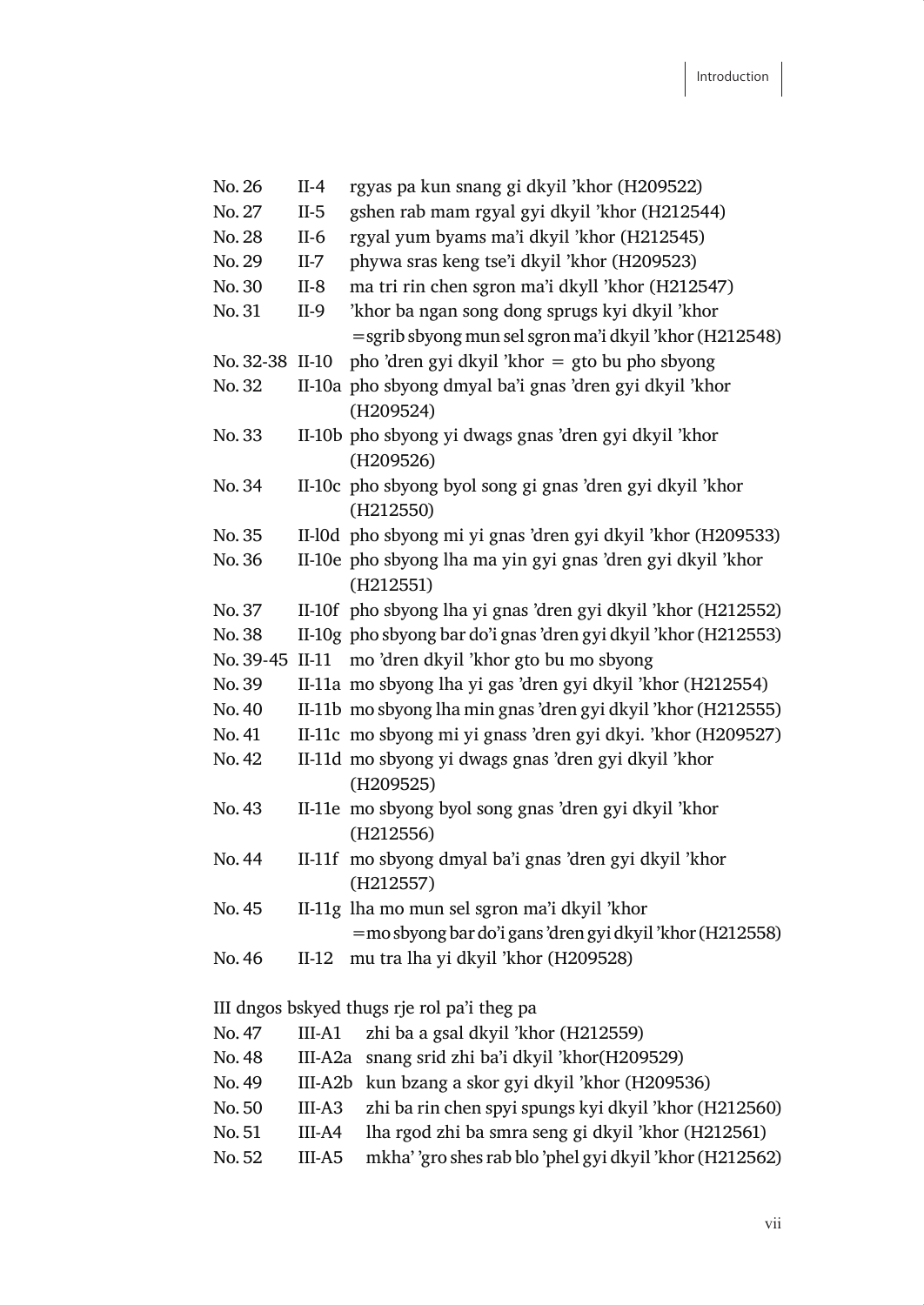| | | |
|---|---|---|
| No. 26 | II-4 | rgyas pa kun snang gi dkyil 'khor (H209522) |
| No. 27 | II-5 | gshen rab mam rgyal gyi dkyil 'khor (H212544) |
| No. 28 | II-6 | rgyal yum byams ma'i dkyil 'khor (H212545) |
| No. 29 | II-7 | phywa sras keng tse'i dkyil 'khor (H209523) |
| No. 30 | II-8 | ma tri rin chen sgron ma'i dkyll 'khor (H212547) |
| No. 31 | II-9 | 'khor ba ngan song dong sprugs kyi dkyil 'khor =sgrib sbyong mun sel sgron ma'i dkyil 'khor (H212548) |
| No. 32-38 | II-10 | pho 'dren gyi dkyil 'khor = gto bu pho sbyong |
| No. 32 | II-10a | pho sbyong dmyal ba'i gnas 'dren gyi dkyil 'khor (H209524) |
| No. 33 | II-10b | pho sbyong yi dwags gnas 'dren gyi dkyil 'khor (H209526) |
| No. 34 | II-10c | pho sbyong byol song gi gnas 'dren gyi dkyil 'khor (H212550) |
| No. 35 | II-l0d | pho sbyong mi yi gnas 'dren gyi dkyil 'khor (H209533) |
| No. 36 | II-10e | pho sbyong lha ma yin gyi gnas 'dren gyi dkyil 'khor (H212551) |
| No. 37 | II-10f | pho sbyong lha yi gnas 'dren gyi dkyil 'khor (H212552) |
| No. 38 | II-10g | pho sbyong bar do'i gnas 'dren gyi dkyil 'khor (H212553) |
| No. 39-45 | II-11 | mo 'dren dkyil 'khor gto bu mo sbyong |
| No. 39 | II-11a | mo sbyong lha yi gas 'dren gyi dkyil 'khor (H212554) |
| No. 40 | II-11b | mo sbyong lha min gnas 'dren gyi dkyil 'khor (H212555) |
| No. 41 | II-11c | mo sbyong mi yi gnass 'dren gyi dkyi. 'khor (H209527) |
| No. 42 | II-11d | mo sbyong yi dwags gnas 'dren gyi dkyil 'khor (H209525) |
| No. 43 | II-11e | mo sbyong byol song gnas 'dren gyi dkyil 'khor (H212556) |
| No. 44 | II-11f | mo sbyong dmyal ba'i gnas 'dren gyi dkyil 'khor (H212557) |
| No. 45 | II-11g | lha mo mun sel sgron ma'i dkyil 'khor =mo sbyong bar do'i gans 'dren gyi dkyil 'khor (H212558) |
| No. 46 | II-12 | mu tra lha yi dkyil 'khor (H209528) |

III dngos bskyed thugs rje rol pa'i theg pa

| | | |
|---|---|---|
| No. 47 | III-A1 | zhi ba a gsal dkyil 'khor (H212559) |
| No. 48 | III-A2a | snang srid zhi ba'i dkyil 'khor(H209529) |
| No. 49 | III-A2b | kun bzang a skor gyi dkyil 'khor (H209536) |
| No. 50 | III-A3 | zhi ba rin chen spyi spungs kyi dkyil 'khor (H212560) |
| No. 51 | III-A4 | lha rgod zhi ba smra seng gi dkyil 'khor (H212561) |
| No. 52 | III-A5 | mkha' 'gro shes rab blo 'phel gyi dkyil 'khor (H212562) |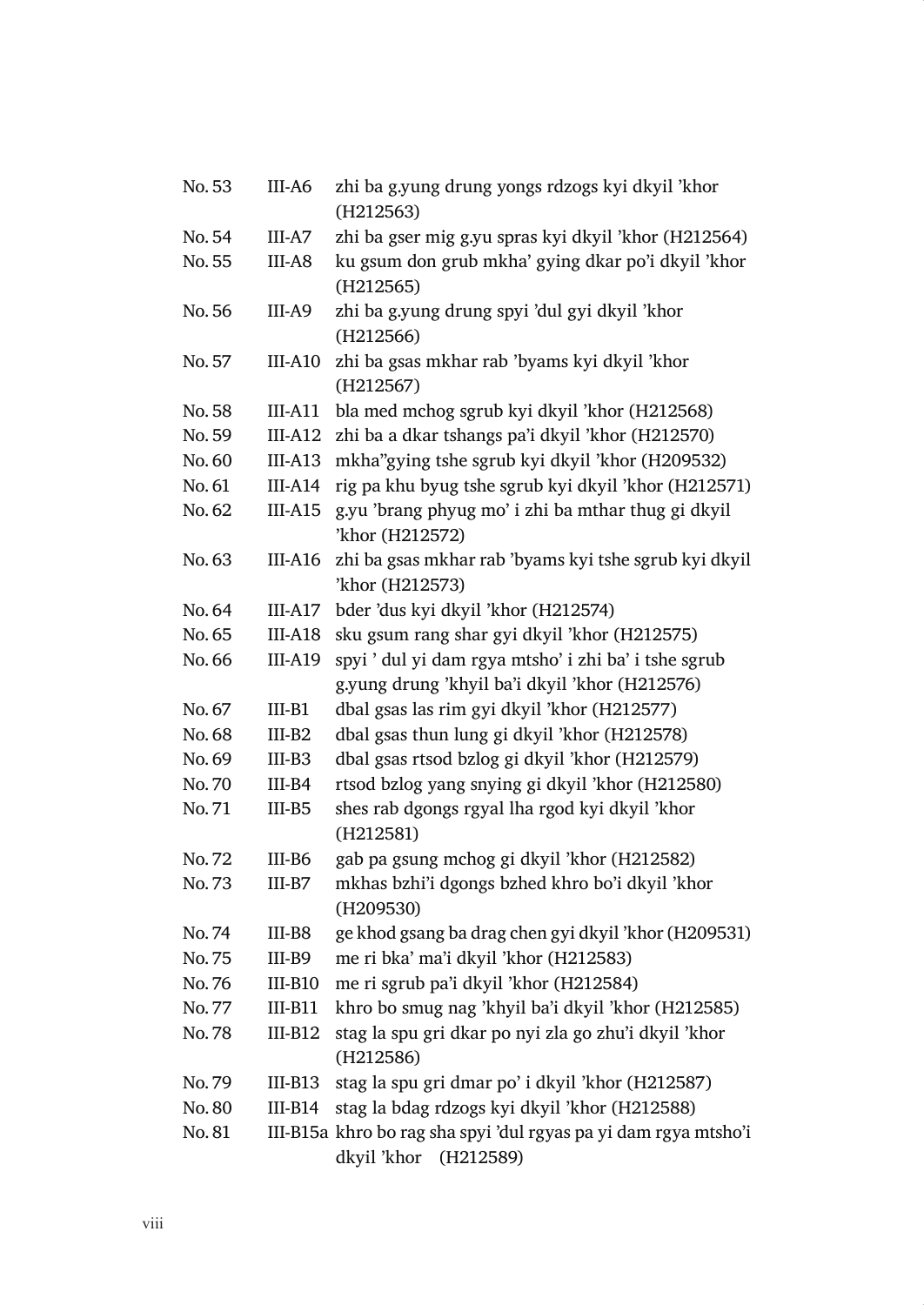| | | |
|---|---|---|
| No. 53 | III-A6 | zhi ba g.yung drung yongs rdzogs kyi dkyil 'khor (H212563) |
| No. 54 | III-A7 | zhi ba gser mig g.yu spras kyi dkyil 'khor (H212564) |
| No. 55 | III-A8 | ku gsum don grub mkha' gying dkar po'i dkyil 'khor (H212565) |
| No. 56 | III-A9 | zhi ba g.yung drung spyi 'dul gyi dkyil 'khor (H212566) |
| No. 57 | III-A10 | zhi ba gsas mkhar rab 'byams kyi dkyil 'khor (H212567) |
| No. 58 | III-A11 | bla med mchog sgrub kyi dkyil 'khor (H212568) |
| No. 59 | III-A12 | zhi ba a dkar tshangs pa'i dkyil 'khor (H212570) |
| No. 60 | III-A13 | mkha''gying tshe sgrub kyi dkyil 'khor (H209532) |
| No. 61 | III-A14 | rig pa khu byug tshe sgrub kyi dkyil 'khor (H212571) |
| No. 62 | III-A15 | g.yu 'brang phyug mo' i zhi ba mthar thug gi dkyil 'khor (H212572) |
| No. 63 | III-A16 | zhi ba gsas mkhar rab 'byams kyi tshe sgrub kyi dkyil 'khor (H212573) |
| No. 64 | III-A17 | bder 'dus kyi dkyil 'khor (H212574) |
| No. 65 | III-A18 | sku gsum rang shar gyi dkyil 'khor (H212575) |
| No. 66 | III-A19 | spyi ' dul yi dam rgya mtsho' i zhi ba' i tshe sgrub g.yung drung 'khyil ba'i dkyil 'khor (H212576) |
| No. 67 | III-B1 | dbal gsas las rim gyi dkyil 'khor (H212577) |
| No. 68 | III-B2 | dbal gsas thun lung gi dkyil 'khor (H212578) |
| No. 69 | III-B3 | dbal gsas rtsod bzlog gi dkyil 'khor (H212579) |
| No. 70 | III-B4 | rtsod bzlog yang snying gi dkyil 'khor (H212580) |
| No. 71 | III-B5 | shes rab dgongs rgyal lha rgod kyi dkyil 'khor (H212581) |
| No. 72 | III-B6 | gab pa gsung mchog gi dkyil 'khor (H212582) |
| No. 73 | III-B7 | mkhas bzhi'i dgongs bzhed khro bo'i dkyil 'khor (H209530) |
| No. 74 | III-B8 | ge khod gsang ba drag chen gyi dkyil 'khor (H209531) |
| No. 75 | III-B9 | me ri bka' ma'i dkyil 'khor (H212583) |
| No. 76 | III-B10 | me ri sgrub pa'i dkyil 'khor (H212584) |
| No. 77 | III-B11 | khro bo smug nag 'khyil ba'i dkyil 'khor (H212585) |
| No. 78 | III-B12 | stag la spu gri dkar po nyi zla go zhu'i dkyil 'khor (H212586) |
| No. 79 | III-B13 | stag la spu gri dmar po' i dkyil 'khor (H212587) |
| No. 80 | III-B14 | stag la bdag rdzogs kyi dkyil 'khor (H212588) |
| No. 81 | III-B15a | khro bo rag sha spyi 'dul rgyas pa yi dam rgya mtsho'i dkyil 'khor (H212589) |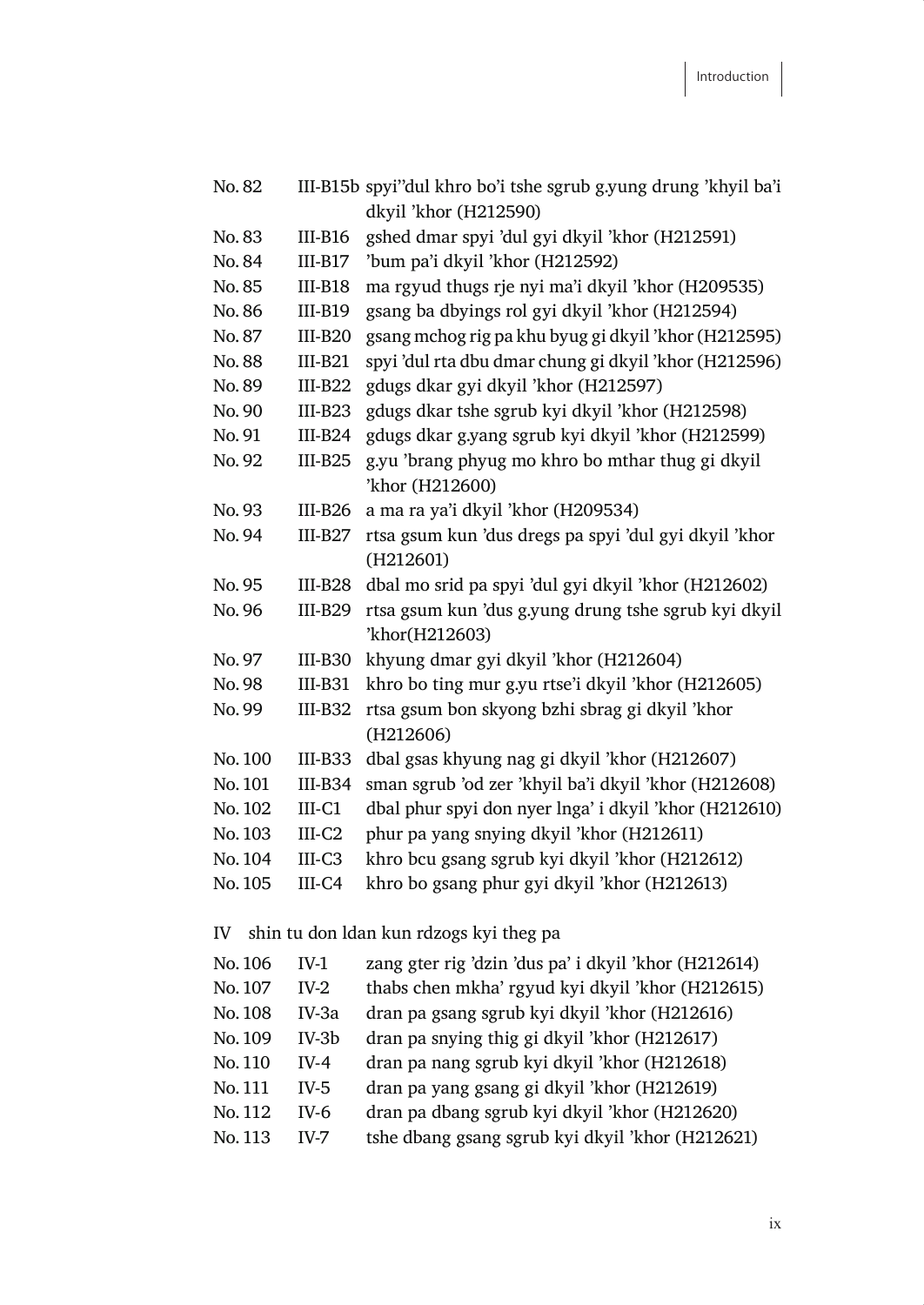| | | |
|---|---|---|
| No. 82 | III-B15b | spyi''dul khro bo'i tshe sgrub g.yung drung 'khyil ba'i dkyil 'khor (H212590) |
| No. 83 | III-B16 | gshed dmar spyi 'dul gyi dkyil 'khor (H212591) |
| No. 84 | III-B17 | 'bum pa'i dkyil 'khor (H212592) |
| No. 85 | III-B18 | ma rgyud thugs rje nyi ma'i dkyil 'khor (H209535) |
| No. 86 | III-B19 | gsang ba dbyings rol gyi dkyil 'khor (H212594) |
| No. 87 | III-B20 | gsang mchog rig pa khu byug gi dkyil 'khor (H212595) |
| No. 88 | III-B21 | spyi 'dul rta dbu dmar chung gi dkyil 'khor (H212596) |
| No. 89 | III-B22 | gdugs dkar gyi dkyil 'khor (H212597) |
| No. 90 | III-B23 | gdugs dkar tshe sgrub kyi dkyil 'khor (H212598) |
| No. 91 | III-B24 | gdugs dkar g.yang sgrub kyi dkyil 'khor (H212599) |
| No. 92 | III-B25 | g.yu 'brang phyug mo khro bo mthar thug gi dkyil 'khor (H212600) |
| No. 93 | III-B26 | a ma ra ya'i dkyil 'khor (H209534) |
| No. 94 | III-B27 | rtsa gsum kun 'dus dregs pa spyi 'dul gyi dkyil 'khor (H212601) |
| No. 95 | III-B28 | dbal mo srid pa spyi 'dul gyi dkyil 'khor (H212602) |
| No. 96 | III-B29 | rtsa gsum kun 'dus g.yung drung tshe sgrub kyi dkyil 'khor(H212603) |
| No. 97 | III-B30 | khyung dmar gyi dkyil 'khor (H212604) |
| No. 98 | III-B31 | khro bo ting mur g.yu rtse'i dkyil 'khor (H212605) |
| No. 99 | III-B32 | rtsa gsum bon skyong bzhi sbrag gi dkyil 'khor (H212606) |
| No. 100 | III-B33 | dbal gsas khyung nag gi dkyil 'khor (H212607) |
| No. 101 | III-B34 | sman sgrub 'od zer 'khyil ba'i dkyil 'khor (H212608) |
| No. 102 | III-C1 | dbal phur spyi don nyer lnga' i dkyil 'khor (H212610) |
| No. 103 | III-C2 | phur pa yang snying dkyil 'khor (H212611) |
| No. 104 | III-C3 | khro bcu gsang sgrub kyi dkyil 'khor (H212612) |
| No. 105 | III-C4 | khro bo gsang phur gyi dkyil 'khor (H212613) |

IV shin tu don ldan kun rdzogs kyi theg pa

| | | |
|---|---|---|
| No. 106 | IV-1 | zang gter rig 'dzin 'dus pa' i dkyil 'khor (H212614) |
| No. 107 | IV-2 | thabs chen mkha' rgyud kyi dkyil 'khor (H212615) |
| No. 108 | IV-3a | dran pa gsang sgrub kyi dkyil 'khor (H212616) |
| No. 109 | IV-3b | dran pa snying thig gi dkyil 'khor (H212617) |
| No. 110 | IV-4 | dran pa nang sgrub kyi dkyil 'khor (H212618) |
| No. 111 | IV-5 | dran pa yang gsang gi dkyil 'khor (H212619) |
| No. 112 | IV-6 | dran pa dbang sgrub kyi dkyil 'khor (H212620) |
| No. 113 | IV-7 | tshe dbang gsang sgrub kyi dkyil 'khor (H212621) |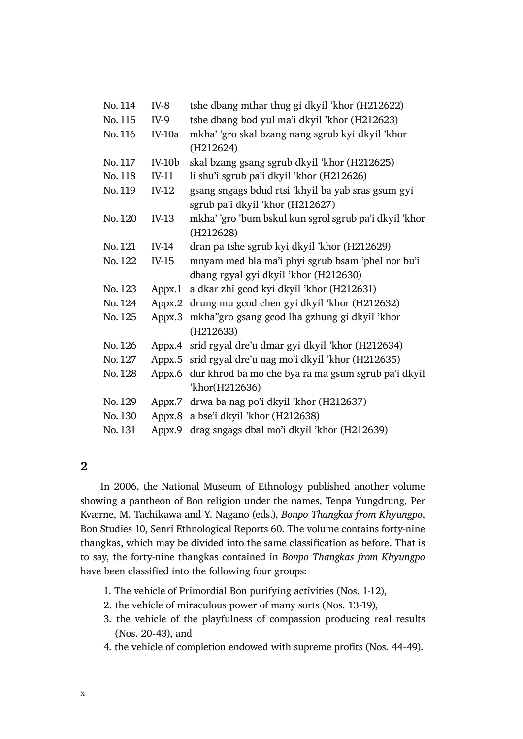| | | |
|---|---|---|
| No. 114 | IV-8 | tshe dbang mthar thug gi dkyil 'khor (H212622) |
| No. 115 | IV-9 | tshe dbang bod yul ma'i dkyil 'khor (H212623) |
| No. 116 | IV-10a | mkha' 'gro skal bzang nang sgrub kyi dkyil 'khor (H212624) |
| No. 117 | IV-10b | skal bzang gsang sgrub dkyil 'khor (H212625) |
| No. 118 | IV-11 | li shu'i sgrub pa'i dkyil 'khor (H212626) |
| No. 119 | IV-12 | gsang sngags bdud rtsi 'khyil ba yab sras gsum gyi sgrub pa'i dkyil 'khor (H212627) |
| No. 120 | IV-13 | mkha' 'gro 'bum bskul kun sgrol sgrub pa'i dkyil 'khor (H212628) |
| No. 121 | IV-14 | dran pa tshe sgrub kyi dkyil 'khor (H212629) |
| No. 122 | IV-15 | mnyam med bla ma'i phyi sgrub bsam 'phel nor bu'i dbang rgyal gyi dkyil 'khor (H212630) |
| No. 123 | Appx.1 | a dkar zhi gcod kyi dkyil 'khor (H212631) |
| No. 124 | Appx.2 | drung mu gcod chen gyi dkyil 'khor (H212632) |
| No. 125 | Appx.3 | mkha''gro gsang gcod lha gzhung gi dkyil 'khor (H212633) |
| No. 126 | Appx.4 | srid rgyal dre'u dmar gyi dkyil 'khor (H212634) |
| No. 127 | Appx.5 | srid rgyal dre'u nag mo'i dkyil 'khor (H212635) |
| No. 128 | Appx.6 | dur khrod ba mo che bya ra ma gsum sgrub pa'i dkyil 'khor(H212636) |
| No. 129 | Appx.7 | drwa ba nag po'i dkyil 'khor (H212637) |
| No. 130 | Appx.8 | a bse'i dkyil 'khor (H212638) |
| No. 131 | Appx.9 | drag sngags dbal mo'i dkyil 'khor (H212639) |

## 2

In 2006, the National Museum of Ethnology published another volume showing a pantheon of Bon religion under the names, Tenpa Yungdrung, Per Kværne, M. Tachikawa and Y. Nagano (eds.), *Bonpo Thangkas from Khyungpo*, Bon Studies 10, Senri Ethnological Reports 60. The volume contains forty-nine thangkas, which may be divided into the same classification as before. That is to say, the forty-nine thangkas contained in *Bonpo Thangkas from Khyungpo* have been classified into the following four groups:

1. The vehicle of Primordial Bon purifying activities (Nos. 1-12),
2. the vehicle of miraculous power of many sorts (Nos. 13-19),
3. the vehicle of the playfulness of compassion producing real results (Nos. 20-43), and
4. the vehicle of completion endowed with supreme profits (Nos. 44-49).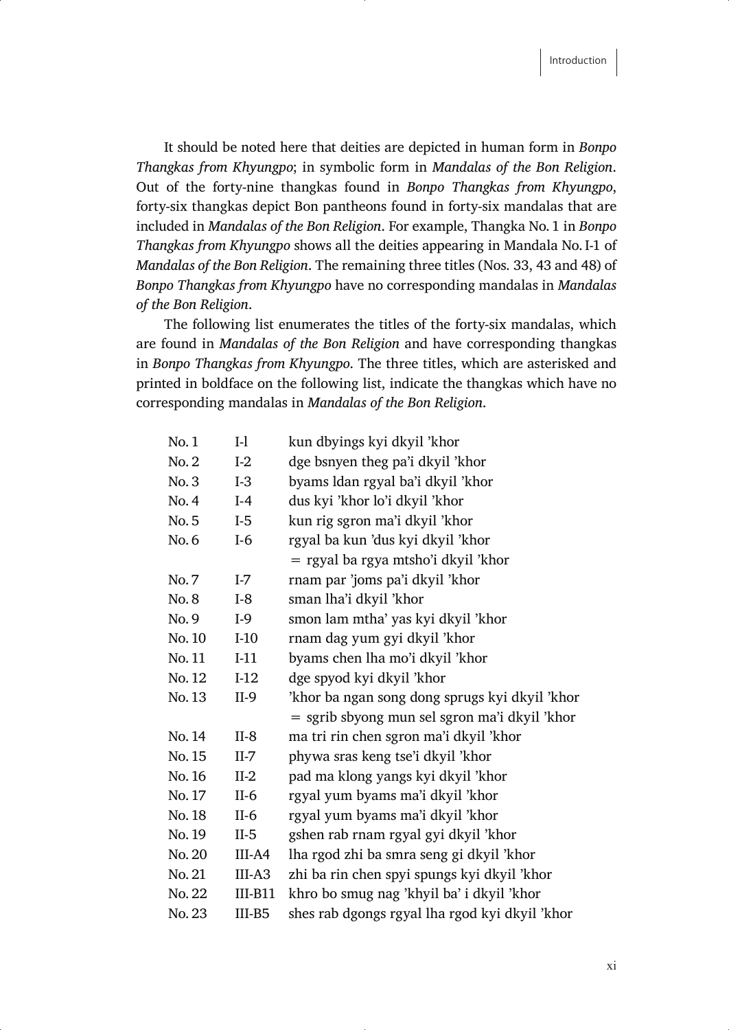It should be noted here that deities are depicted in human form in *Bonpo Thangkas from Khyungpo*; in symbolic form in *Mandalas of the Bon Religion*. Out of the forty-nine thangkas found in *Bonpo Thangkas from Khyungpo*, forty-six thangkas depict Bon pantheons found in forty-six mandalas that are included in *Mandalas of the Bon Religion*. For example, Thangka No. 1 in *Bonpo Thangkas from Khyungpo* shows all the deities appearing in Mandala No. I-1 of *Mandalas of the Bon Religion*. The remaining three titles (Nos. 33, 43 and 48) of *Bonpo Thangkas from Khyungpo* have no corresponding mandalas in *Mandalas of the Bon Religion*.

The following list enumerates the titles of the forty-six mandalas, which are found in *Mandalas of the Bon Religion* and have corresponding thangkas in *Bonpo Thangkas from Khyungpo*. The three titles, which are asterisked and printed in boldface on the following list, indicate the thangkas which have no corresponding mandalas in *Mandalas of the Bon Religion*.

| | | |
|---|---|---|
| No. 1 | I-l | kun dbyings kyi dkyil 'khor |
| No. 2 | I-2 | dge bsnyen theg pa'i dkyil 'khor |
| No. 3 | I-3 | byams ldan rgyal ba'i dkyil 'khor |
| No. 4 | I-4 | dus kyi 'khor lo'i dkyil 'khor |
| No. 5 | I-5 | kun rig sgron ma'i dkyil 'khor |
| No. 6 | I-6 | rgyal ba kun 'dus kyi dkyil 'khor |
| | | = rgyal ba rgya mtsho'i dkyil 'khor |
| No. 7 | I-7 | rnam par 'joms pa'i dkyil 'khor |
| No. 8 | I-8 | sman lha'i dkyil 'khor |
| No. 9 | I-9 | smon lam mtha' yas kyi dkyil 'khor |
| No. 10 | I-10 | rnam dag yum gyi dkyil 'khor |
| No. 11 | I-11 | byams chen lha mo'i dkyil 'khor |
| No. 12 | I-12 | dge spyod kyi dkyil 'khor |
| No. 13 | II-9 | 'khor ba ngan song dong sprugs kyi dkyil 'khor |
| | | = sgrib sbyong mun sel sgron ma'i dkyil 'khor |
| No. 14 | II-8 | ma tri rin chen sgron ma'i dkyil 'khor |
| No. 15 | II-7 | phywa sras keng tse'i dkyil 'khor |
| No. 16 | II-2 | pad ma klong yangs kyi dkyil 'khor |
| No. 17 | II-6 | rgyal yum byams ma'i dkyil 'khor |
| No. 18 | II-6 | rgyal yum byams ma'i dkyil 'khor |
| No. 19 | II-5 | gshen rab rnam rgyal gyi dkyil 'khor |
| No. 20 | III-A4 | lha rgod zhi ba smra seng gi dkyil 'khor |
| No. 21 | III-A3 | zhi ba rin chen spyi spungs kyi dkyil 'khor |
| No. 22 | III-B11 | khro bo smug nag 'khyil ba' i dkyil 'khor |
| No. 23 | III-B5 | shes rab dgongs rgyal lha rgod kyi dkyil 'khor |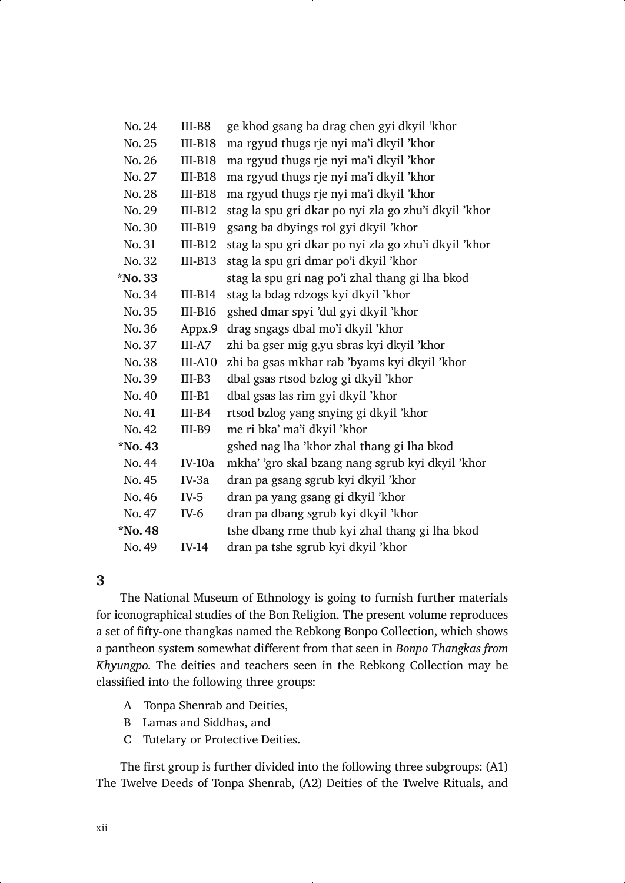| | | |
|---|---|---|
| No. 24 | III-B8 | ge khod gsang ba drag chen gyi dkyil ’khor |
| No. 25 | III-B18 | ma rgyud thugs rje nyi ma’i dkyil ’khor |
| No. 26 | III-B18 | ma rgyud thugs rje nyi ma’i dkyil ’khor |
| No. 27 | III-B18 | ma rgyud thugs rje nyi ma’i dkyil ’khor |
| No. 28 | III-B18 | ma rgyud thugs rje nyi ma’i dkyil ’khor |
| No. 29 | III-B12 | stag la spu gri dkar po nyi zla go zhu’i dkyil ’khor |
| No. 30 | III-B19 | gsang ba dbyings rol gyi dkyil ’khor |
| No. 31 | III-B12 | stag la spu gri dkar po nyi zla go zhu’i dkyil ’khor |
| No. 32 | III-B13 | stag la spu gri dmar po’i dkyil ’khor |
| ***No. 33** | | stag la spu gri nag po’i zhal thang gi lha bkod |
| No. 34 | III-B14 | stag la bdag rdzogs kyi dkyil ’khor |
| No. 35 | III-B16 | gshed dmar spyi ’dul gyi dkyil ’khor |
| No. 36 | Appx.9 | drag sngags dbal mo’i dkyil ’khor |
| No. 37 | III-A7 | zhi ba gser mig g.yu sbras kyi dkyil ’khor |
| No. 38 | III-A10 | zhi ba gsas mkhar rab ’byams kyi dkyil ’khor |
| No. 39 | III-B3 | dbal gsas rtsod bzlog gi dkyil ’khor |
| No. 40 | III-B1 | dbal gsas las rim gyi dkyil ’khor |
| No. 41 | III-B4 | rtsod bzlog yang snying gi dkyil ’khor |
| No. 42 | III-B9 | me ri bka’ ma’i dkyil ’khor |
| ***No. 43** | | gshed nag lha ’khor zhal thang gi lha bkod |
| No. 44 | IV-10a | mkha’ ’gro skal bzang nang sgrub kyi dkyil ’khor |
| No. 45 | IV-3a | dran pa gsang sgrub kyi dkyil ’khor |
| No. 46 | IV-5 | dran pa yang gsang gi dkyil ’khor |
| No. 47 | IV-6 | dran pa dbang sgrub kyi dkyil ’khor |
| ***No. 48** | | tshe dbang rme thub kyi zhal thang gi lha bkod |
| No. 49 | IV-14 | dran pa tshe sgrub kyi dkyil ’khor |

## 3

The National Museum of Ethnology is going to furnish further materials for iconographical studies of the Bon Religion. The present volume reproduces a set of fifty-one thangkas named the Rebkong Bonpo Collection, which shows a pantheon system somewhat different from that seen in *Bonpo Thangkas from Khyungpo*. The deities and teachers seen in the Rebkong Collection may be classified into the following three groups:

A Tonpa Shenrab and Deities,
B Lamas and Siddhas, and
C Tutelary or Protective Deities.

The first group is further divided into the following three subgroups: (A1) The Twelve Deeds of Tonpa Shenrab, (A2) Deities of the Twelve Rituals, and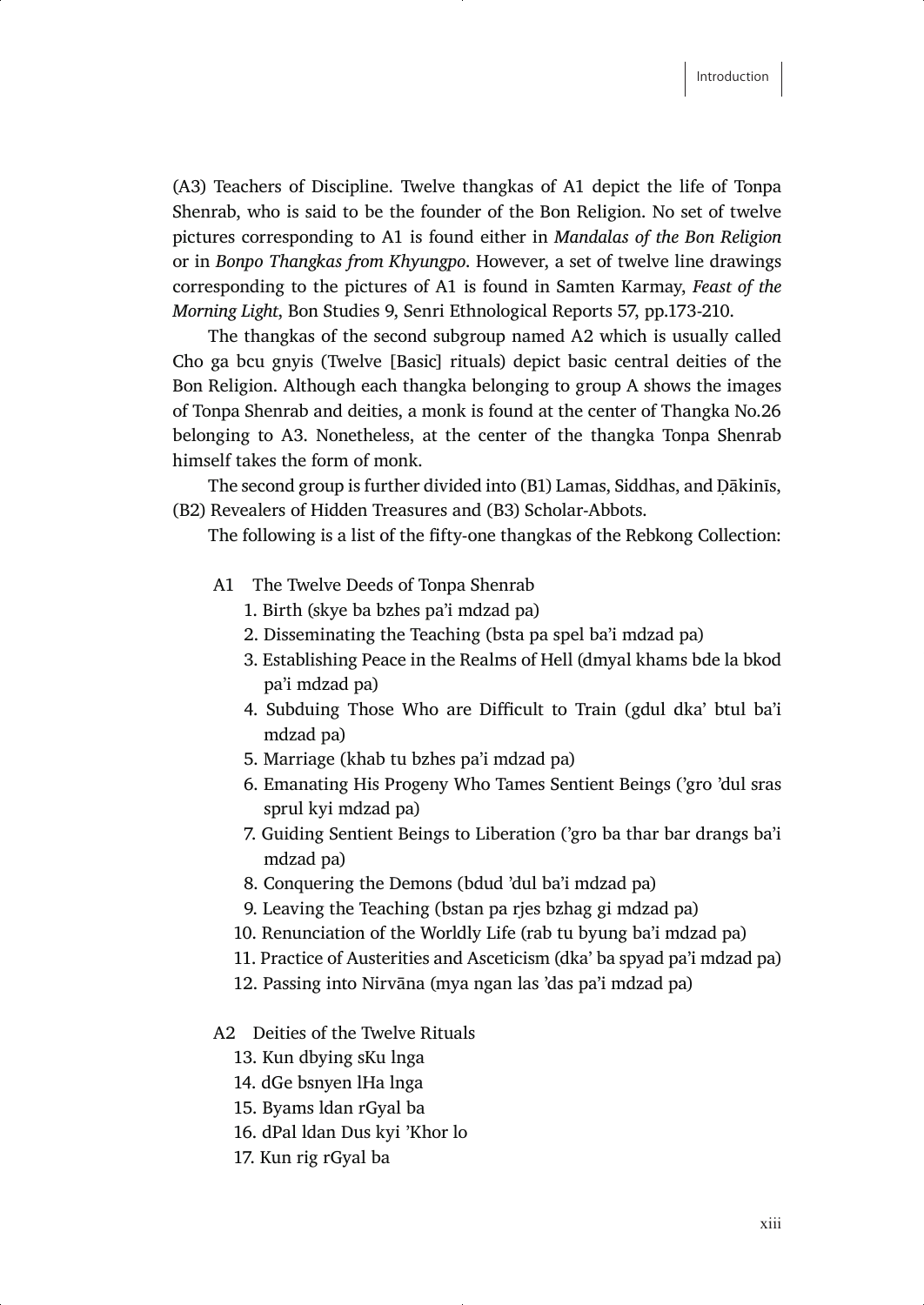(A3) Teachers of Discipline. Twelve thangkas of A1 depict the life of Tonpa Shenrab, who is said to be the founder of the Bon Religion. No set of twelve pictures corresponding to A1 is found either in *Mandalas of the Bon Religion* or in *Bonpo Thangkas from Khyungpo*. However, a set of twelve line drawings corresponding to the pictures of A1 is found in Samten Karmay, *Feast of the Morning Light*, Bon Studies 9, Senri Ethnological Reports 57, pp.173-210.

The thangkas of the second subgroup named A2 which is usually called Cho ga bcu gnyis (Twelve [Basic] rituals) depict basic central deities of the Bon Religion. Although each thangka belonging to group A shows the images of Tonpa Shenrab and deities, a monk is found at the center of Thangka No.26 belonging to A3. Nonetheless, at the center of the thangka Tonpa Shenrab himself takes the form of monk.

The second group is further divided into (B1) Lamas, Siddhas, and Ḍākinīs, (B2) Revealers of Hidden Treasures and (B3) Scholar-Abbots.

The following is a list of the fifty-one thangkas of the Rebkong Collection:

A1 The Twelve Deeds of Tonpa Shenrab

1. Birth (skye ba bzhes pa'i mdzad pa)
2. Disseminating the Teaching (bsta pa spel ba'i mdzad pa)
3. Establishing Peace in the Realms of Hell (dmyal khams bde la bkod pa'i mdzad pa)
4. Subduing Those Who are Difficult to Train (gdul dka' btul ba'i mdzad pa)
5. Marriage (khab tu bzhes pa'i mdzad pa)
6. Emanating His Progeny Who Tames Sentient Beings ('gro 'dul sras sprul kyi mdzad pa)
7. Guiding Sentient Beings to Liberation ('gro ba thar bar drangs ba'i mdzad pa)
8. Conquering the Demons (bdud 'dul ba'i mdzad pa)
9. Leaving the Teaching (bstan pa rjes bzhag gi mdzad pa)
10. Renunciation of the Worldly Life (rab tu byung ba'i mdzad pa)
11. Practice of Austerities and Asceticism (dka' ba spyad pa'i mdzad pa)
12. Passing into Nirvāna (mya ngan las 'das pa'i mdzad pa)

A2 Deities of the Twelve Rituals

13. Kun dbying sKu lnga
14. dGe bsnyen lHa lnga
15. Byams ldan rGyal ba
16. dPal ldan Dus kyi 'Khor lo
17. Kun rig rGyal ba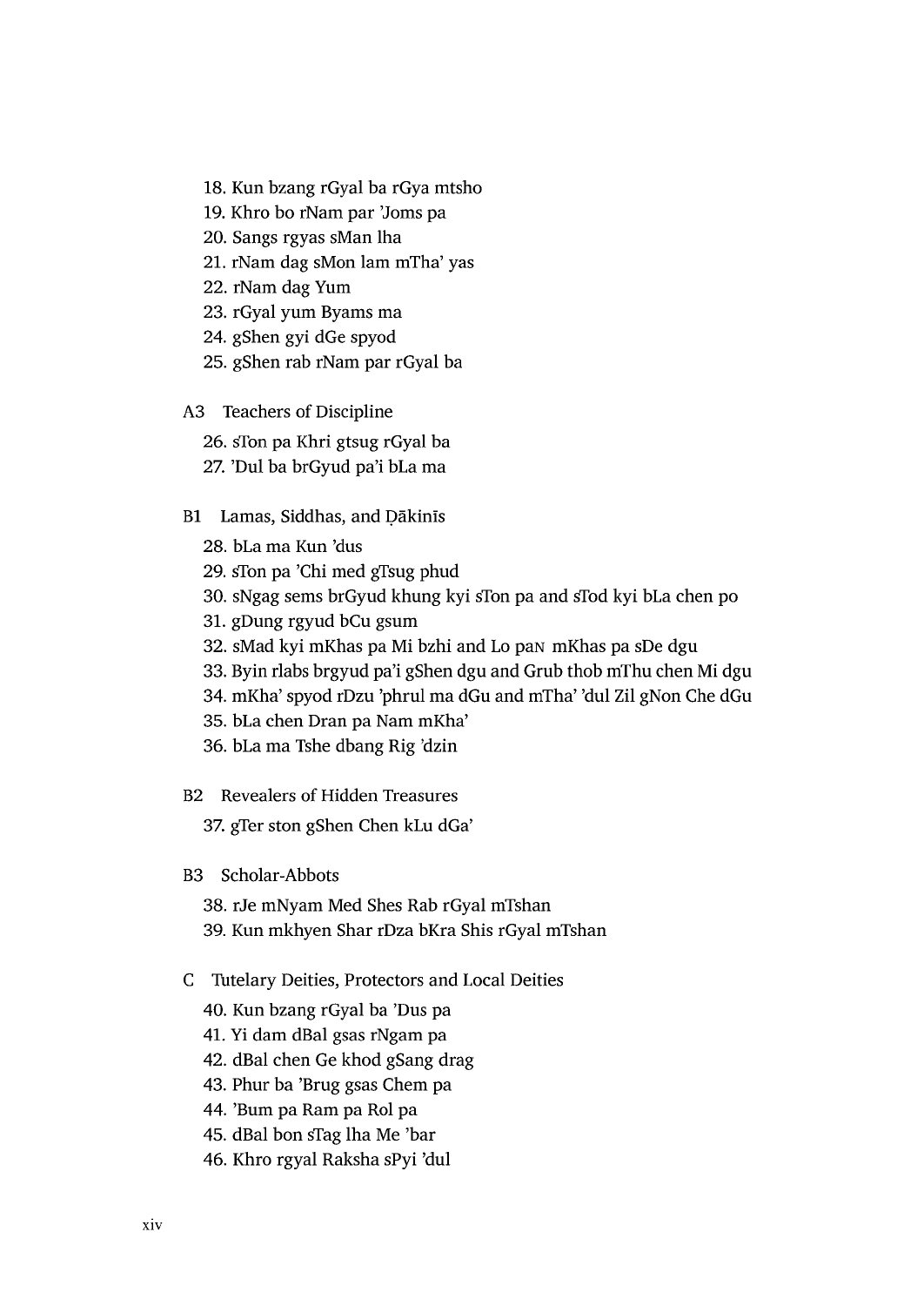18. Kun bzang rGyal ba rGya mtsho
19. Khro bo rNam par 'Joms pa
20. Sangs rgyas sMan lha
21. rNam dag sMon lam mTha' yas
22. rNam dag Yum
23. rGyal yum Byams ma
24. gShen gyi dGe spyod
25. gShen rab rNam par rGyal ba

A3 Teachers of Discipline

26. sTon pa Khri gtsug rGyal ba
27. 'Dul ba brGyud pa'i bLa ma

B1 Lamas, Siddhas, and Ḍākinīs

28. bLa ma Kun 'dus
29. sTon pa 'Chi med gTsug phud
30. sNgag sems brGyud khung kyi sTon pa and sTod kyi bLa chen po
31. gDung rgyud bCu gsum
32. sMad kyi mKhas pa Mi bzhi and Lo paN mKhas pa sDe dgu
33. Byin rlabs brgyud pa'i gShen dgu and Grub thob mThu chen Mi dgu
34. mKha' spyod rDzu 'phrul ma dGu and mTha' 'dul Zil gNon Che dGu
35. bLa chen Dran pa Nam mKha'
36. bLa ma Tshe dbang Rig 'dzin

B2 Revealers of Hidden Treasures

37. gTer ston gShen Chen kLu dGa'

B3 Scholar-Abbots

38. rJe mNyam Med Shes Rab rGyal mTshan
39. Kun mkhyen Shar rDza bKra Shis rGyal mTshan

C Tutelary Deities, Protectors and Local Deities

40. Kun bzang rGyal ba 'Dus pa
41. Yi dam dBal gsas rNgam pa
42. dBal chen Ge khod gSang drag
43. Phur ba 'Brug gsas Chem pa
44. 'Bum pa Ram pa Rol pa
45. dBal bon sTag lha Me 'bar
46. Khro rgyal Raksha sPyi 'dul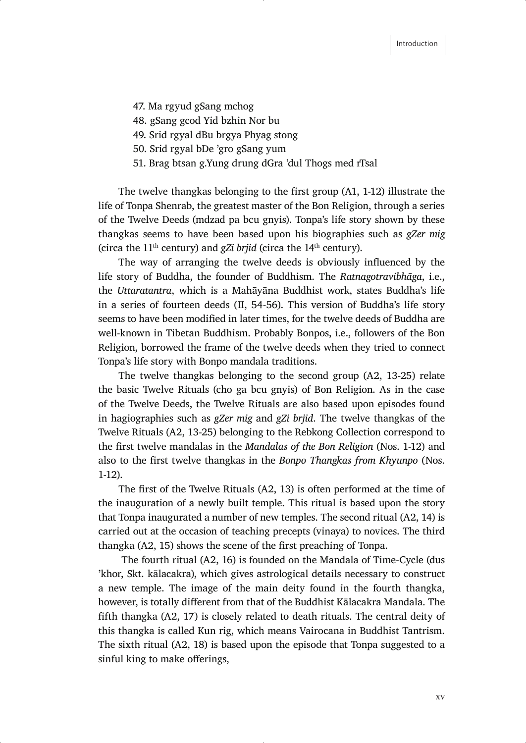47. Ma rgyud gSang mchog
48. gSang gcod Yid bzhin Nor bu
49. Srid rgyal dBu brgya Phyag stong
50. Srid rgyal bDe 'gro gSang yum
51. Brag btsan g.Yung drung dGra 'dul Thogs med rTsal

The twelve thangkas belonging to the first group (A1, 1-12) illustrate the life of Tonpa Shenrab, the greatest master of the Bon Religion, through a series of the Twelve Deeds (mdzad pa bcu gnyis). Tonpa's life story shown by these thangkas seems to have been based upon his biographies such as *gZer mig* (circa the 11th century) and *gZi brjid* (circa the 14th century).

The way of arranging the twelve deeds is obviously influenced by the life story of Buddha, the founder of Buddhism. The *Ratnagotravibhāga*, i.e., the *Uttaratantra*, which is a Mahāyāna Buddhist work, states Buddha's life in a series of fourteen deeds (II, 54-56). This version of Buddha's life story seems to have been modified in later times, for the twelve deeds of Buddha are well-known in Tibetan Buddhism. Probably Bonpos, i.e., followers of the Bon Religion, borrowed the frame of the twelve deeds when they tried to connect Tonpa's life story with Bonpo mandala traditions.

The twelve thangkas belonging to the second group (A2, 13-25) relate the basic Twelve Rituals (cho ga bcu gnyis) of Bon Religion. As in the case of the Twelve Deeds, the Twelve Rituals are also based upon episodes found in hagiographies such as *gZer mig* and *gZi brjid*. The twelve thangkas of the Twelve Rituals (A2, 13-25) belonging to the Rebkong Collection correspond to the first twelve mandalas in the *Mandalas of the Bon Religion* (Nos. 1-12) and also to the first twelve thangkas in the *Bonpo Thangkas from Khyunpo* (Nos. 1-12).

The first of the Twelve Rituals (A2, 13) is often performed at the time of the inauguration of a newly built temple. This ritual is based upon the story that Tonpa inaugurated a number of new temples. The second ritual (A2, 14) is carried out at the occasion of teaching precepts (vinaya) to novices. The third thangka (A2, 15) shows the scene of the first preaching of Tonpa.

The fourth ritual (A2, 16) is founded on the Mandala of Time-Cycle (dus 'khor, Skt. kālacakra), which gives astrological details necessary to construct a new temple. The image of the main deity found in the fourth thangka, however, is totally different from that of the Buddhist Kālacakra Mandala. The fifth thangka (A2, 17) is closely related to death rituals. The central deity of this thangka is called Kun rig, which means Vairocana in Buddhist Tantrism. The sixth ritual (A2, 18) is based upon the episode that Tonpa suggested to a sinful king to make offerings,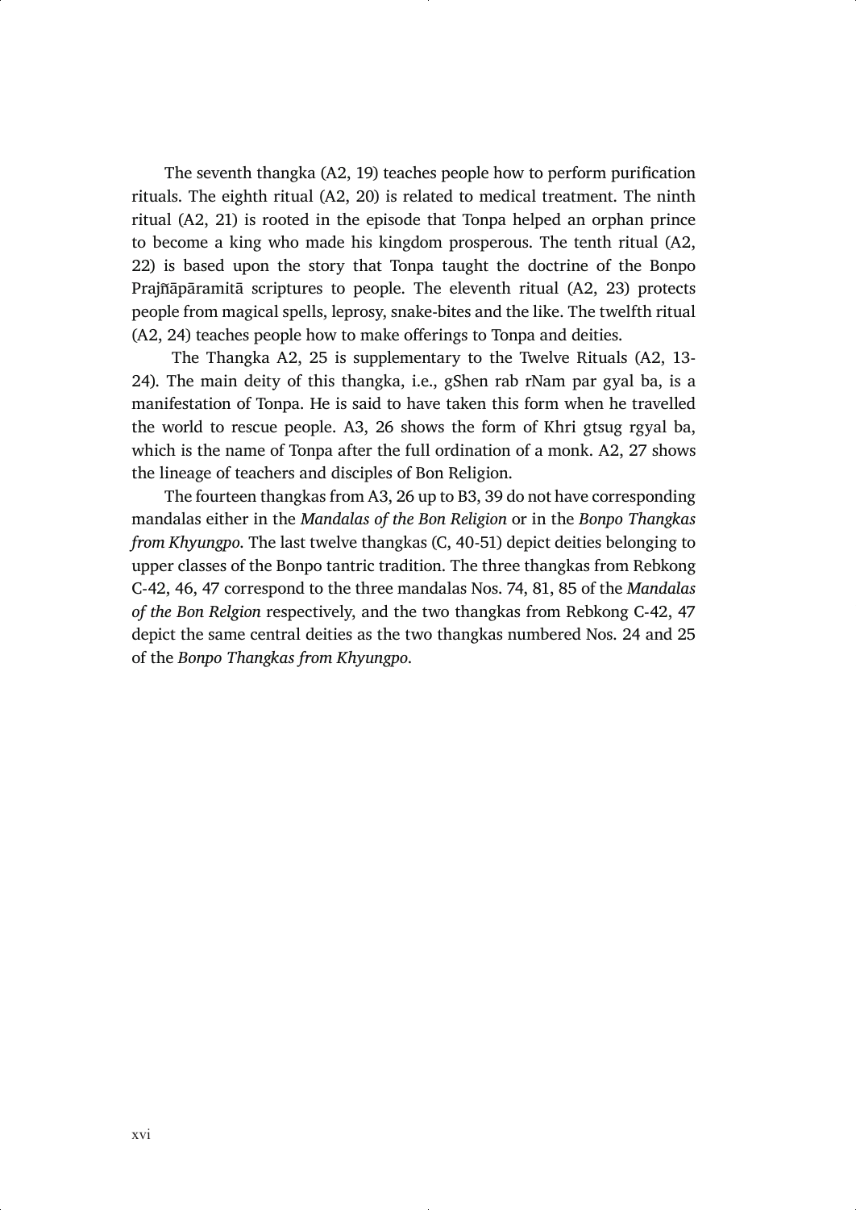The seventh thangka (A2, 19) teaches people how to perform purification rituals. The eighth ritual (A2, 20) is related to medical treatment. The ninth ritual (A2, 21) is rooted in the episode that Tonpa helped an orphan prince to become a king who made his kingdom prosperous. The tenth ritual (A2, 22) is based upon the story that Tonpa taught the doctrine of the Bonpo Prajñāpāramitā scriptures to people. The eleventh ritual (A2, 23) protects people from magical spells, leprosy, snake-bites and the like. The twelfth ritual (A2, 24) teaches people how to make offerings to Tonpa and deities.

The Thangka A2, 25 is supplementary to the Twelve Rituals (A2, 13-24). The main deity of this thangka, i.e., gShen rab rNam par gyal ba, is a manifestation of Tonpa. He is said to have taken this form when he travelled the world to rescue people. A3, 26 shows the form of Khri gtsug rgyal ba, which is the name of Tonpa after the full ordination of a monk. A2, 27 shows the lineage of teachers and disciples of Bon Religion.

The fourteen thangkas from A3, 26 up to B3, 39 do not have corresponding mandalas either in the *Mandalas of the Bon Religion* or in the *Bonpo Thangkas from Khyungpo*. The last twelve thangkas (C, 40-51) depict deities belonging to upper classes of the Bonpo tantric tradition. The three thangkas from Rebkong C-42, 46, 47 correspond to the three mandalas Nos. 74, 81, 85 of the *Mandalas of the Bon Relgion* respectively, and the two thangkas from Rebkong C-42, 47 depict the same central deities as the two thangkas numbered Nos. 24 and 25 of the *Bonpo Thangkas from Khyungpo*.